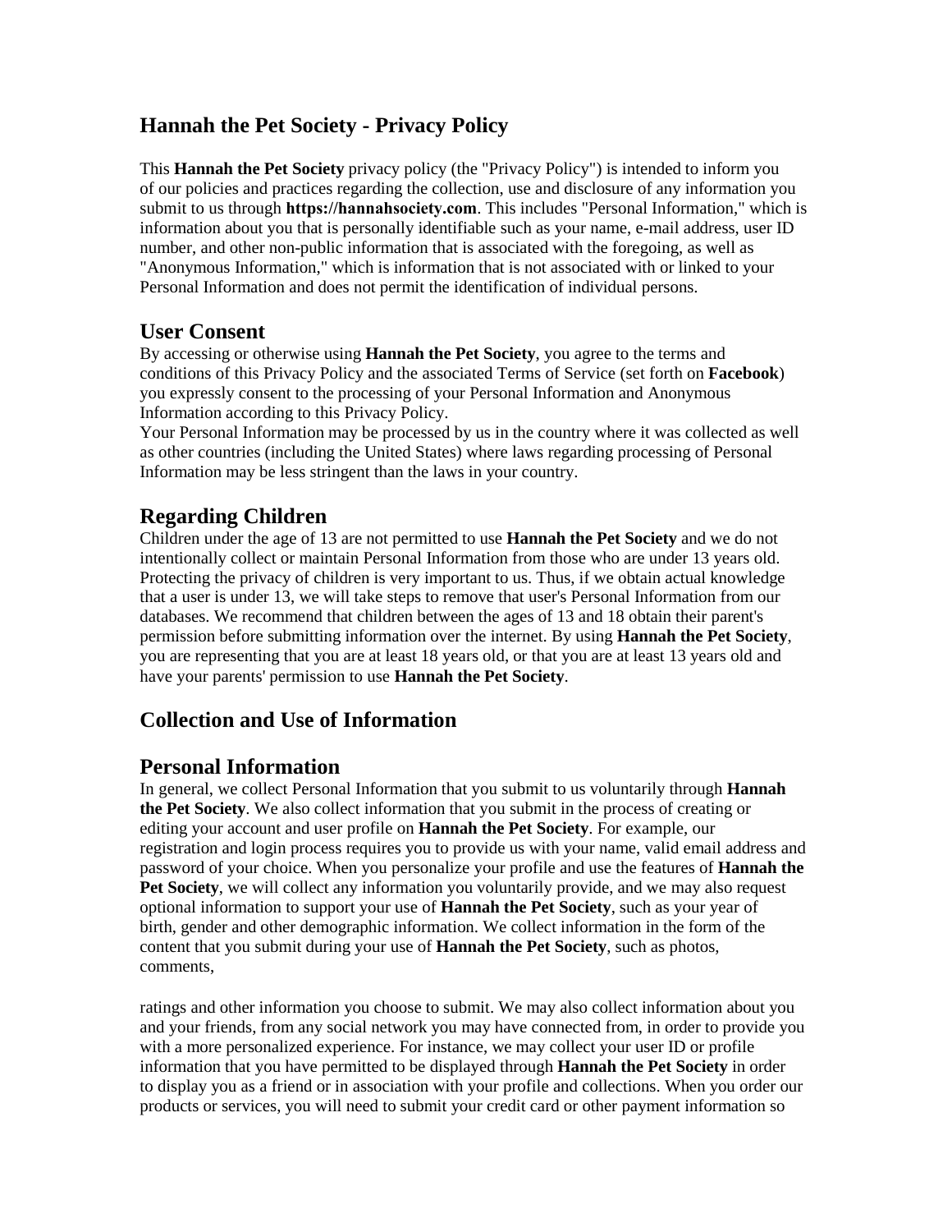# Hannah the Pet Society - Privacy Policy

This **Hannah the Pet Society** privacy policy (the "Privacy Policy") is intended to inform you of our policies and practices regarding the collection, use and disclosure of any information you submit to us through **https://hannahsociety.com**. This includes "Personal Information," which is information about you that is personally identifiable such as your name, e-mail address, user ID number, and other non-public information that is associated with the foregoing, as well as "Anonymous Information," which is information that is not associated with or linked to your Personal Information and does not permit the identification of individual persons.

## User Consent

By accessing or otherwise using **Hannah the Pet Society**, you agree to the terms and conditions of this Privacy Policy and the associated Terms of Service (set forth on **Facebook**) you expressly consent to the processing of your Personal Information and Anonymous Information according to this Privacy Policy.

Your Personal Information may be processed by us in the country where it was collected as well as other countries (including the United States) where laws regarding processing of Personal Information may be less stringent than the laws in your country.

## Regarding Children

Children under the age of 13 are not permitted to use **Hannah the Pet Society** and we do not intentionally collect or maintain Personal Information from those who are under 13 years old. Protecting the privacy of children is very important to us. Thus, if we obtain actual knowledge that a user is under 13, we will take steps to remove that user's Personal Information from our databases. We recommend that children between the ages of 13 and 18 obtain their parent's permission before submitting information over the internet. By using **Hannah the Pet Society**, you are representing that you are at least 18 years old, or that you are at least 13 years old and have your parents' permission to use **Hannah the Pet Society**.

## Collection and Use of Information

## Personal Information

In general, we collect Personal Information that you submit to us voluntarily through **Hannah the Pet Society**. We also collect information that you submit in the process of creating or editing your account and user profile on **Hannah the Pet Society**. For example, our registration and login process requires you to provide us with your name, valid email address and password of your choice. When you personalize your profile and use the features of **Hannah the Pet Society**, we will collect any information you voluntarily provide, and we may also request optional information to support your use of **Hannah the Pet Society**, such as your year of birth, gender and other demographic information. We collect information in the form of the content that you submit during your use of **Hannah the Pet Society**, such as photos, comments,

ratings and other information you choose to submit. We may also collect information about you and your friends, from any social network you may have connected from, in order to provide you with a more personalized experience. For instance, we may collect your user ID or profile information that you have permitted to be displayed through **Hannah the Pet Society** in order to display you as a friend or in association with your profile and collections. When you order our products or services, you will need to submit your credit card or other payment information so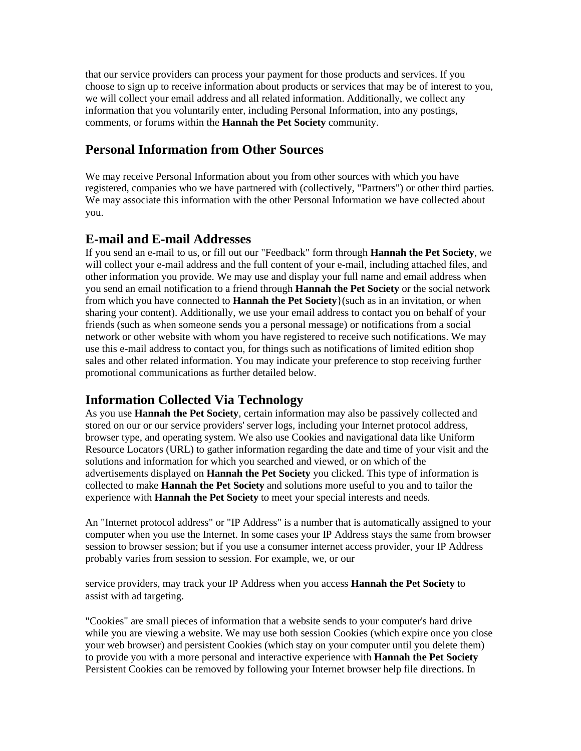that our service providers can process your payment for those products and services. If you choose to sign up to receive information about products or services that may be of interest to you, we will collect your email address and all related information. Additionally, we collect any information that you voluntarily enter, including Personal Information, into any postings, comments, or forums within the **Hannah the Pet Society** community.

## Personal Information from Other Sources

We may receive Personal Information about you from other sources with which you have registered, companies who we have partnered with (collectively, "Partners") or other third parties. We may associate this information with the other Personal Information we have collected about you.

## E-mail and E-mail Addresses

If you send an e-mail to us, or fill out our "Feedback" form through **Hannah the Pet Society**, we will collect your e-mail address and the full content of your e-mail, including attached files, and other information you provide. We may use and display your full name and email address when you send an email notification to a friend through **Hannah the Pet Society** or the social network from which you have connected to **Hannah the Pet Society**}(such as in an invitation, or when sharing your content). Additionally, we use your email address to contact you on behalf of your friends (such as when someone sends you a personal message) or notifications from a social network or other website with whom you have registered to receive such notifications. We may use this e-mail address to contact you, for things such as notifications of limited edition shop sales and other related information. You may indicate your preference to stop receiving further promotional communications as further detailed below.

## Information Collected Via Technology

As you use **Hannah the Pet Society**, certain information may also be passively collected and stored on our or our service providers' server logs, including your Internet protocol address, browser type, and operating system. We also use Cookies and navigational data like Uniform Resource Locators (URL) to gather information regarding the date and time of your visit and the solutions and information for which you searched and viewed, or on which of the advertisements displayed on **Hannah the Pet Society** you clicked. This type of information is collected to make **Hannah the Pet Society** and solutions more useful to you and to tailor the experience with **Hannah the Pet Society** to meet your special interests and needs.

An "Internet protocol address" or "IP Address" is a number that is automatically assigned to your computer when you use the Internet. In some cases your IP Address stays the same from browser session to browser session; but if you use a consumer internet access provider, your IP Address probably varies from session to session. For example, we, or our service providers, may track your IP Address when you access **Hannah the Pet Society** to assist with ad targeting.

"Cookies" are small pieces of information that a website sends to your computer's hard drive while you are viewing a website. We may use both session Cookies (which expire once you close your web browser) and persistent Cookies (which stay on your computer until you delete them) to provide you with a more personal and interactive experience with **Hannah the Pet Society** Persistent Cookies can be removed by following your Internet browser help file directions. In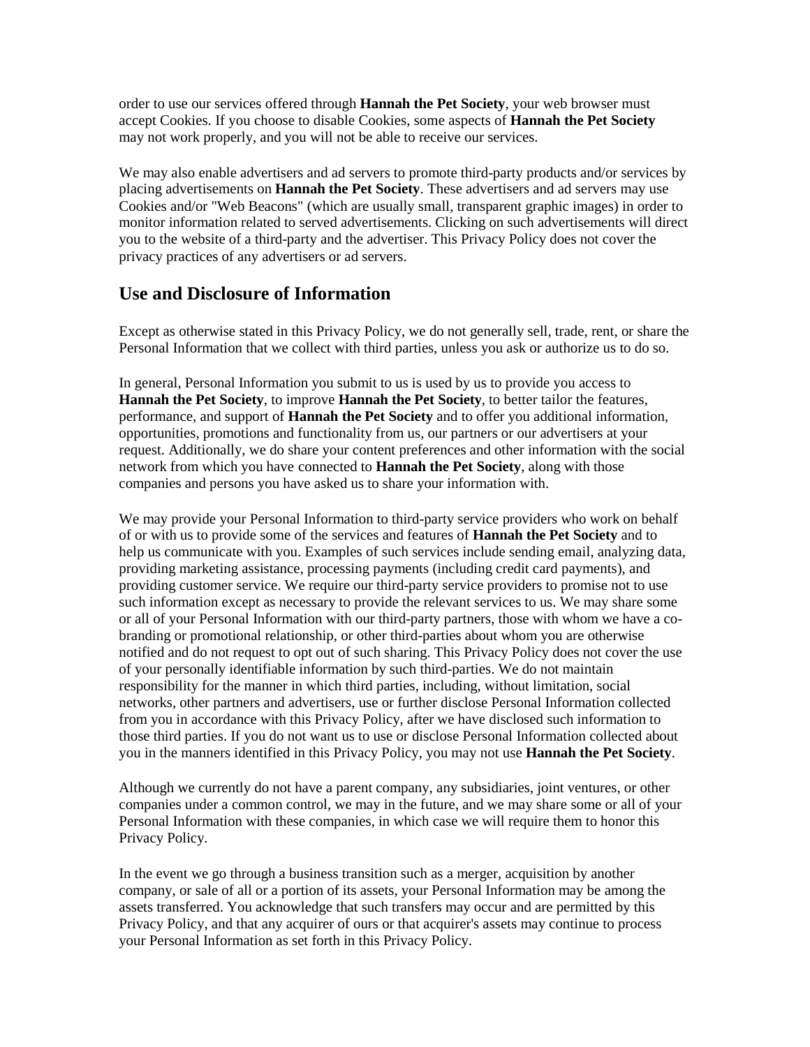order to use our services offered through **Hannah the Pet Society**, your web browser must accept Cookies. If you choose to disable Cookies, some aspects of **Hannah the Pet Society** may not work properly, and you will not be able to receive our services.

We may also enable advertisers and ad servers to promote third-party products and/or services by placing advertisements on **Hannah the Pet Society**. These advertisers and ad servers may use Cookies and/or "Web Beacons" (which are usually small, transparent graphic images) in order to monitor information related to served advertisements. Clicking on such advertisements will direct you to the website of a third-party and the advertiser. This Privacy Policy does not cover the privacy practices of any advertisers or ad servers.

## Use and Disclosure of Information

Except as otherwise stated in this Privacy Policy, we do not generally sell, trade, rent, or share the Personal Information that we collect with third parties, unless you ask or authorize us to do so.

In general, Personal Information you submit to us is used by us to provide you access to **Hannah the Pet Society**, to improve **Hannah the Pet Society**, to better tailor the features, performance, and support of **Hannah the Pet Society** and to offer you additional information, opportunities, promotions and functionality from us, our partners or our advertisers at your request. Additionally, we do share your content preferences and other information with the social network from which you have connected to **Hannah the Pet Society**, along with those companies and persons you have asked us to share your information with.

We may provide your Personal Information to third-party service providers who work on behalf of or with us to provide some of the services and features of **Hannah the Pet Society** and to help us communicate with you. Examples of such services include sending email, analyzing data, providing marketing assistance, processing payments (including credit card payments), and providing customer service. We require our third-party service providers to promise not to use such information except as necessary to provide the relevant services to us. We may share some or all of your Personal Information with our third-party partners, those with whom we have a co-branding or promotional relationship, or other third-parties about whom you are otherwise notified and do not request to opt out of such sharing. This Privacy Policy does not cover the use of your personally identifiable information by such third-parties. We do not maintain responsibility for the manner in which third parties, including, without limitation, social networks, other partners and advertisers, use or further disclose Personal Information collected from you in accordance with this Privacy Policy, after we have disclosed such information to those third parties. If you do not want us to use or disclose Personal Information collected about you in the manners identified in this Privacy Policy, you may not use **Hannah the Pet Society**.

Although we currently do not have a parent company, any subsidiaries, joint ventures, or other companies under a common control, we may in the future, and we may share some or all of your Personal Information with these companies, in which case we will require them to honor this Privacy Policy.

In the event we go through a business transition such as a merger, acquisition by another company, or sale of all or a portion of its assets, your Personal Information may be among the assets transferred. You acknowledge that such transfers may occur and are permitted by this Privacy Policy, and that any acquirer of ours or that acquirer's assets may continue to process your Personal Information as set forth in this Privacy Policy.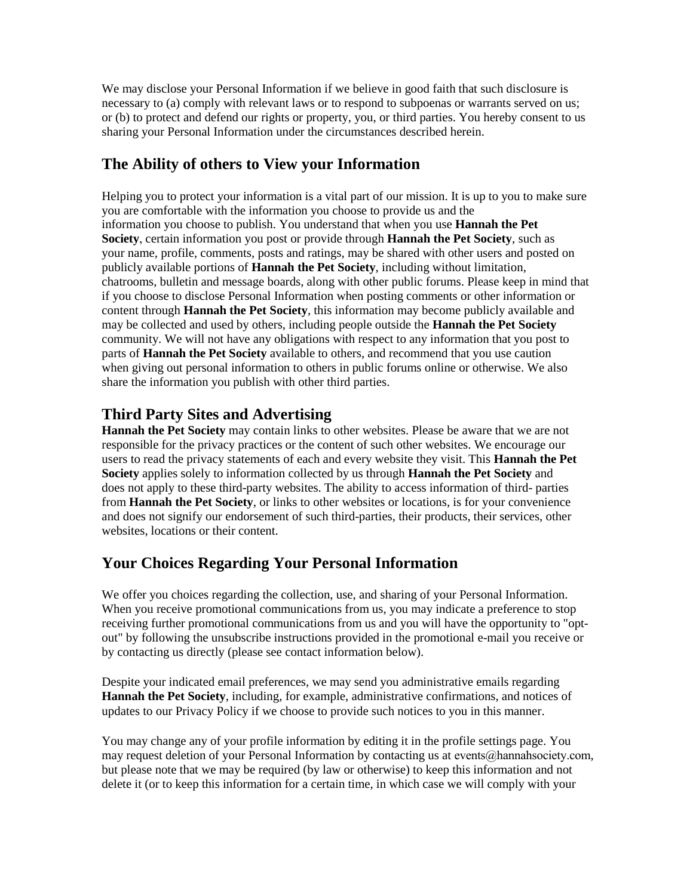We may disclose your Personal Information if we believe in good faith that such disclosure is necessary to (a) comply with relevant laws or to respond to subpoenas or warrants served on us; or (b) to protect and defend our rights or property, you, or third parties. You hereby consent to us sharing your Personal Information under the circumstances described herein.

## The Ability of others to View your Information

Helping you to protect your information is a vital part of our mission. It is up to you to make sure you are comfortable with the information you choose to provide us and the information you choose to publish. You understand that when you use **Hannah the Pet Society**, certain information you post or provide through **Hannah the Pet Society**, such as your name, profile, comments, posts and ratings, may be shared with other users and posted on publicly available portions of **Hannah the Pet Society**, including without limitation, chatrooms, bulletin and message boards, along with other public forums. Please keep in mind that if you choose to disclose Personal Information when posting comments or other information or content through **Hannah the Pet Society**, this information may become publicly available and may be collected and used by others, including people outside the **Hannah the Pet Society** community. We will not have any obligations with respect to any information that you post to parts of **Hannah the Pet Society** available to others, and recommend that you use caution when giving out personal information to others in public forums online or otherwise. We also share the information you publish with other third parties.

## Third Party Sites and Advertising

**Hannah the Pet Society** may contain links to other websites. Please be aware that we are not responsible for the privacy practices or the content of such other websites. We encourage our users to read the privacy statements of each and every website they visit. This **Hannah the Pet Society** applies solely to information collected by us through **Hannah the Pet Society** and does not apply to these third-party websites. The ability to access information of third- parties from **Hannah the Pet Society**, or links to other websites or locations, is for your convenience and does not signify our endorsement of such third-parties, their products, their services, other websites, locations or their content.

## Your Choices Regarding Your Personal Information

We offer you choices regarding the collection, use, and sharing of your Personal Information. When you receive promotional communications from us, you may indicate a preference to stop receiving further promotional communications from us and you will have the opportunity to "opt-out" by following the unsubscribe instructions provided in the promotional e-mail you receive or by contacting us directly (please see contact information below).

Despite your indicated email preferences, we may send you administrative emails regarding **Hannah the Pet Society**, including, for example, administrative confirmations, and notices of updates to our Privacy Policy if we choose to provide such notices to you in this manner.

You may change any of your profile information by editing it in the profile settings page. You may request deletion of your Personal Information by contacting us at events@hannahsociety.com, but please note that we may be required (by law or otherwise) to keep this information and not delete it (or to keep this information for a certain time, in which case we will comply with your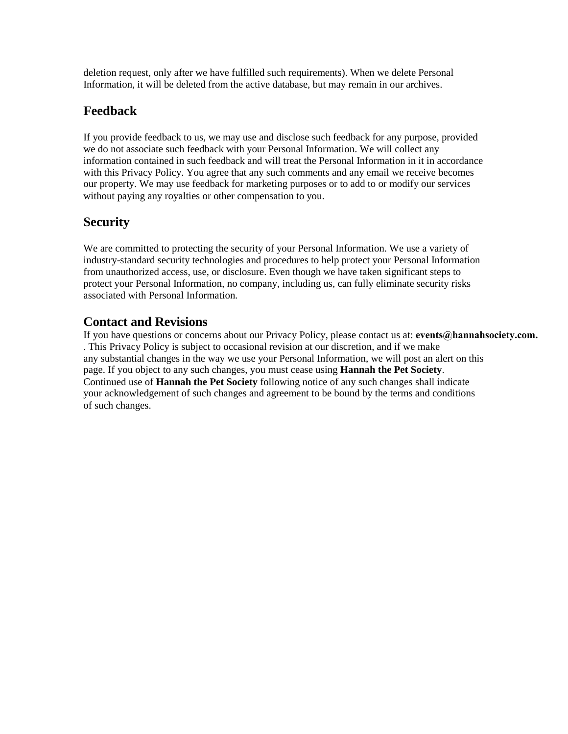deletion request, only after we have fulfilled such requirements). When we delete Personal Information, it will be deleted from the active database, but may remain in our archives.

## Feedback

If you provide feedback to us, we may use and disclose such feedback for any purpose, provided we do not associate such feedback with your Personal Information. We will collect any information contained in such feedback and will treat the Personal Information in it in accordance with this Privacy Policy. You agree that any such comments and any email we receive becomes our property. We may use feedback for marketing purposes or to add to or modify our services without paying any royalties or other compensation to you.

## Security

We are committed to protecting the security of your Personal Information. We use a variety of industry-standard security technologies and procedures to help protect your Personal Information from unauthorized access, use, or disclosure. Even though we have taken significant steps to protect your Personal Information, no company, including us, can fully eliminate security risks associated with Personal Information.

## Contact and Revisions

If you have questions or concerns about our Privacy Policy, please contact us at: **events@hannahsociety.com.** . This Privacy Policy is subject to occasional revision at our discretion, and if we make any substantial changes in the way we use your Personal Information, we will post an alert on this page. If you object to any such changes, you must cease using **Hannah the Pet Society**. Continued use of **Hannah the Pet Society** following notice of any such changes shall indicate your acknowledgement of such changes and agreement to be bound by the terms and conditions of such changes.